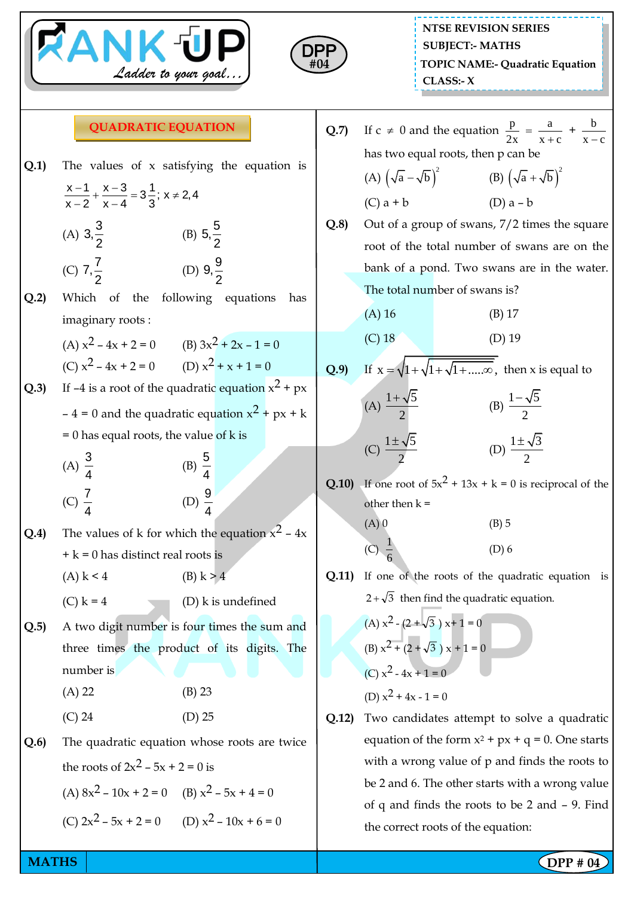NTSE REVISION SERIES
SUBJECT:- MATHS
TOPIC NAME:- Quadratic Equation
CLASS:- X

DPP #04

## QUADRATIC EQUATION

**Q.1)** The values of x satisfying the equation is $\frac{x-1}{x-2}+\frac{x-3}{x-4}=3\frac{1}{3};\ x\neq 2,4$

(A) $3,\frac{3}{2}$ (B) $5,\frac{5}{2}$

(C) $7,\frac{7}{2}$ (D) $9,\frac{9}{2}$

**Q.2)** Which of the following equations has imaginary roots :

(A) $x^2 - 4x + 2 = 0$ (B) $3x^2 + 2x - 1 = 0$

(C) $x^2 - 4x + 2 = 0$ (D) $x^2 + x + 1 = 0$

**Q.3)** If –4 is a root of the quadratic equation $x^2 + px - 4 = 0$ and the quadratic equation $x^2 + px + k = 0$ has equal roots, the value of k is

(A) $\frac{3}{4}$ (B) $\frac{5}{4}$

(C) $\frac{7}{4}$ (D) $\frac{9}{4}$

**Q.4)** The values of k for which the equation $x^2 - 4x + k = 0$ has distinct real roots is

(A) $k < 4$ (B) $k > 4$

(C) $k = 4$ (D) k is undefined

**Q.5)** A two digit number is four times the sum and three times the product of its digits. The number is

(A) 22 (B) 23

(C) 24 (D) 25

**Q.6)** The quadratic equation whose roots are twice the roots of $2x^2 - 5x + 2 = 0$ is

(A) $8x^2 - 10x + 2 = 0$ (B) $x^2 - 5x + 4 = 0$

(C) $2x^2 - 5x + 2 = 0$ (D) $x^2 - 10x + 6 = 0$

**Q.7)** If $c \neq 0$ and the equation $\frac{p}{2x}=\frac{a}{x+c}+\frac{b}{x-c}$ has two equal roots, then p can be

(A) $\left(\sqrt{a}-\sqrt{b}\right)^2$ (B) $\left(\sqrt{a}+\sqrt{b}\right)^2$

(C) a + b (D) a – b

**Q.8)** Out of a group of swans, 7/2 times the square root of the total number of swans are on the bank of a pond. Two swans are in the water. The total number of swans is?

(A) 16 (B) 17

(C) 18 (D) 19

**Q.9)** If $x=\sqrt{1+\sqrt{1+\sqrt{1+.....\infty}}}$, then x is equal to

(A) $\frac{1+\sqrt{5}}{2}$ (B) $\frac{1-\sqrt{5}}{2}$

(C) $\frac{1\pm\sqrt{5}}{2}$ (D) $\frac{1\pm\sqrt{3}}{2}$

**Q.10)** If one root of $5x^2 + 13x + k = 0$ is reciprocal of the other then k =

(A) 0 (B) 5

(C) $\frac{1}{6}$ (D) 6

**Q.11)** If one of the roots of the quadratic equation is $2+\sqrt{3}$ then find the quadratic equation.

(A) $x^2 - (2+\sqrt{3})\,x + 1 = 0$

(B) $x^2 + (2+\sqrt{3})\,x + 1 = 0$

(C) $x^2 - 4x + 1 = 0$

(D) $x^2 + 4x - 1 = 0$

**Q.12)** Two candidates attempt to solve a quadratic equation of the form $x^2 + px + q = 0$. One starts with a wrong value of p and finds the roots to be 2 and 6. The other starts with a wrong value of q and finds the roots to be 2 and – 9. Find the correct roots of the equation: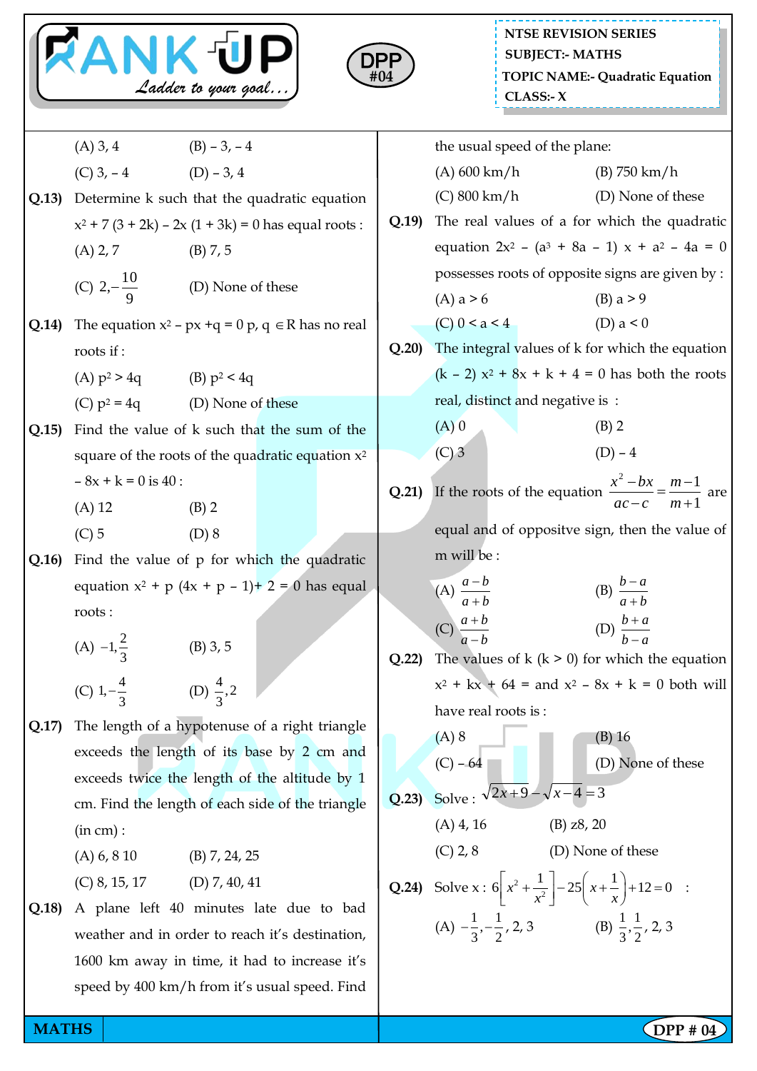(A) 3, 4 (B) – 3, – 4

(C) 3, – 4 (D) – 3, 4

**Q.13)** Determine k such that the quadratic equation $x^2 + 7(3 + 2k) - 2x(1 + 3k) = 0$ has equal roots :

(A) 2, 7 (B) 7, 5

(C) $2, -\frac{10}{9}$ (D) None of these

**Q.14)** The equation $x^2 - px + q = 0$ p, q $\in$ R has no real roots if :

(A) $p^2 > 4q$ (B) $p^2 < 4q$

(C) $p^2 = 4q$ (D) None of these

**Q.15)** Find the value of k such that the sum of the square of the roots of the quadratic equation $x^2 - 8x + k = 0$ is 40 :

(A) 12 (B) 2

(C) 5 (D) 8

**Q.16)** Find the value of p for which the quadratic equation $x^2 + p(4x + p - 1) + 2 = 0$ has equal roots :

(A) $-1, \frac{2}{3}$ (B) 3, 5

(C) $1, -\frac{4}{3}$ (D) $\frac{4}{3}, 2$

**Q.17)** The length of a hypotenuse of a right triangle exceeds the length of its base by 2 cm and exceeds twice the length of the altitude by 1 cm. Find the length of each side of the triangle (in cm) :

(A) 6, 8 10 (B) 7, 24, 25

(C) 8, 15, 17 (D) 7, 40, 41

**Q.18)** A plane left 40 minutes late due to bad weather and in order to reach it's destination, 1600 km away in time, it had to increase it's speed by 400 km/h from it's usual speed. Find the usual speed of the plane:

(A) 600 km/h (B) 750 km/h

(C) 800 km/h (D) None of these

**Q.19)** The real values of a for which the quadratic equation $2x^2 - (a^3 + 8a - 1)x + a^2 - 4a = 0$ possesses roots of opposite signs are given by :

(A) a > 6 (B) a > 9

(C) 0 < a < 4 (D) a < 0

**Q.20)** The integral values of k for which the equation $(k - 2)x^2 + 8x + k + 4 = 0$ has both the roots real, distinct and negative is :

(A) 0 (B) 2

(C) 3 (D) – 4

**Q.21)** If the roots of the equation $\frac{x^2 - bx}{ac - c} = \frac{m-1}{m+1}$ are equal and of oppositve sign, then the value of m will be :

(A) $\frac{a-b}{a+b}$ (B) $\frac{b-a}{a+b}$

(C) $\frac{a+b}{a-b}$ (D) $\frac{b+a}{b-a}$

**Q.22)** The values of k (k > 0) for which the equation $x^2 + kx + 64 =$ and $x^2 - 8x + k = 0$ both will have real roots is :

(A) 8 (B) 16

(C) – 64 (D) None of these

**Q.23)** Solve : $\sqrt{2x+9} - \sqrt{x-4} = 3$

(A) 4, 16 (B) z8, 20

(C) 2, 8 (D) None of these

**Q.24)** Solve x : $6\left[x^2 + \frac{1}{x^2}\right] - 25\left(x + \frac{1}{x}\right) + 12 = 0$ :

(A) $-\frac{1}{3}, -\frac{1}{2}, 2, 3$ (B) $\frac{1}{3}, \frac{1}{2}, 2, 3$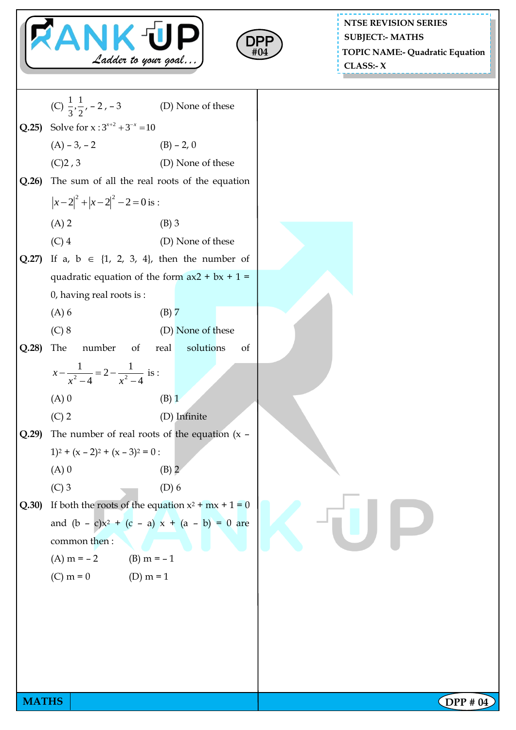(C) $\frac{1}{3}, \frac{1}{2}, -2, -3$ (D) None of these

**Q.25)** Solve for x : $3^{x+2} + 3^{-x} = 10$

(A) – 3, – 2 (B) – 2, 0

(C) 2 , 3 (D) None of these

**Q.26)** The sum of all the real roots of the equation $|x-2|^2 + |x-2|^2 - 2 = 0$ is :

(A) 2 (B) 3

(C) 4 (D) None of these

**Q.27)** If a, b ∈ {1, 2, 3, 4}, then the number of quadratic equation of the form ax2 + bx + 1 = 0, having real roots is :

(A) 6 (B) 7

(C) 8 (D) None of these

**Q.28)** The number of real solutions of $x - \frac{1}{x^2-4} = 2 - \frac{1}{x^2-4}$ is :

(A) 0 (B) 1

(C) 2 (D) Infinite

**Q.29)** The number of real roots of the equation $(x - 1)^2 + (x - 2)^2 + (x - 3)^2 = 0$ :

(A) 0 (B) 2

(C) 3 (D) 6

**Q.30)** If both the roots of the equation $x^2 + mx + 1 = 0$ and $(b - c)x^2 + (c - a)x + (a - b) = 0$ are common then :

(A) m = – 2 (B) m = – 1

(C) m = 0 (D) m = 1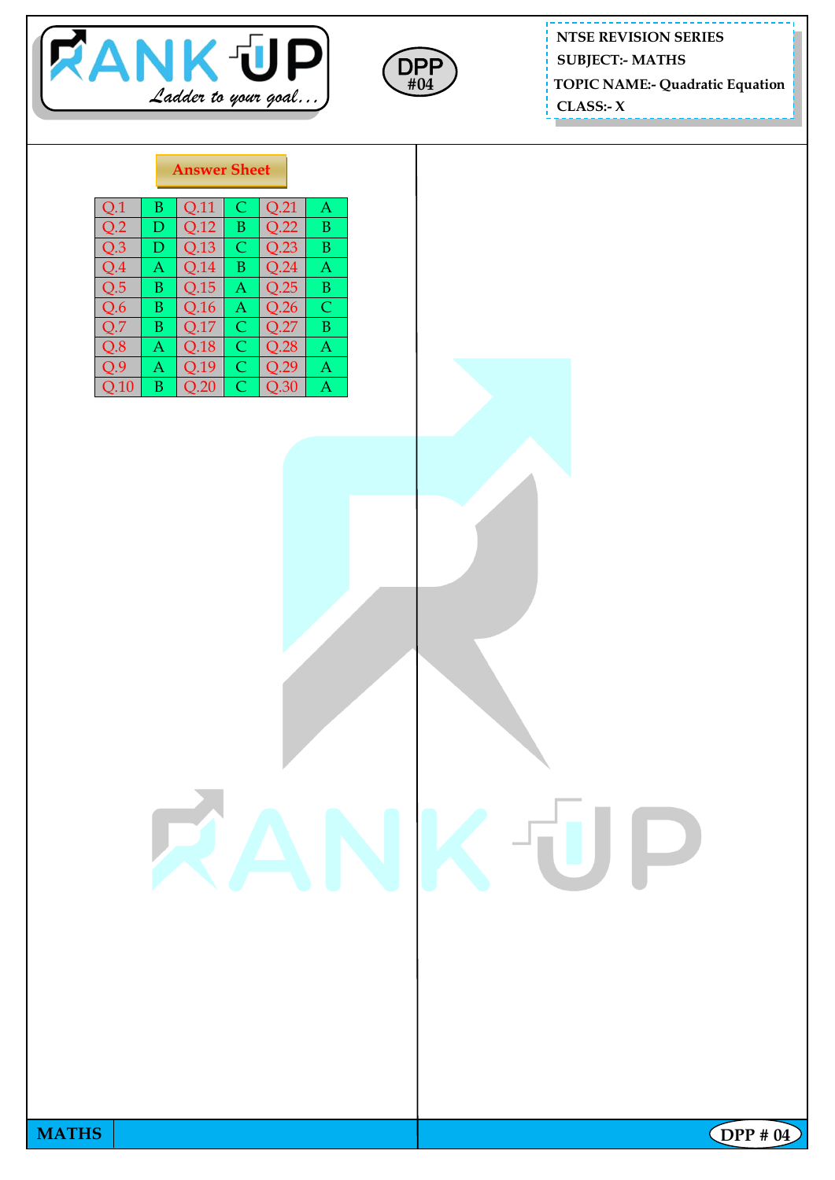## Answer Sheet

| | | | | | |
|---|---|---|---|---|---|
| Q.1 | B | Q.11 | C | Q.21 | A |
| Q.2 | D | Q.12 | B | Q.22 | B |
| Q.3 | D | Q.13 | C | Q.23 | B |
| Q.4 | A | Q.14 | B | Q.24 | A |
| Q.5 | B | Q.15 | A | Q.25 | B |
| Q.6 | B | Q.16 | A | Q.26 | C |
| Q.7 | B | Q.17 | C | Q.27 | B |
| Q.8 | A | Q.18 | C | Q.28 | A |
| Q.9 | A | Q.19 | C | Q.29 | A |
| Q.10 | B | Q.20 | C | Q.30 | A |